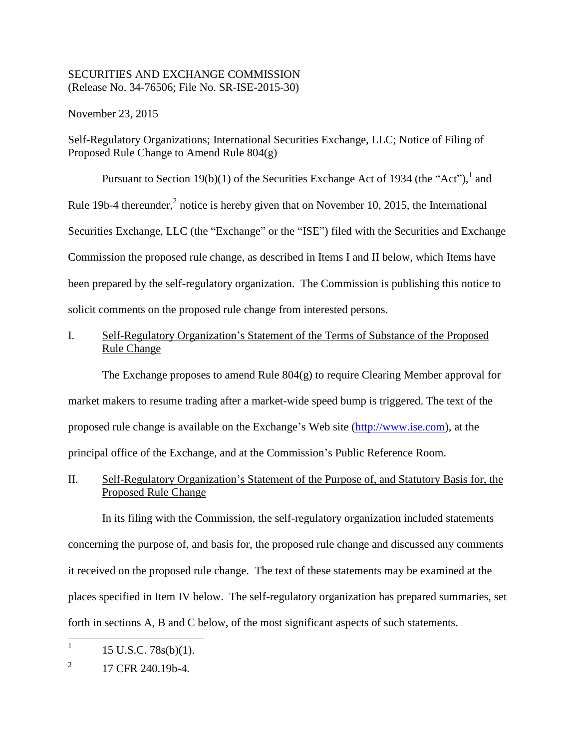SECURITIES AND EXCHANGE COMMISSION
(Release No. 34-76506; File No. SR-ISE-2015-30)

November 23, 2015

Self-Regulatory Organizations; International Securities Exchange, LLC; Notice of Filing of Proposed Rule Change to Amend Rule 804(g)

Pursuant to Section 19(b)(1) of the Securities Exchange Act of 1934 (the "Act"),[1] and Rule 19b-4 thereunder,[2] notice is hereby given that on November 10, 2015, the International Securities Exchange, LLC (the "Exchange" or the "ISE") filed with the Securities and Exchange Commission the proposed rule change, as described in Items I and II below, which Items have been prepared by the self-regulatory organization. The Commission is publishing this notice to solicit comments on the proposed rule change from interested persons.

## I. Self-Regulatory Organization's Statement of the Terms of Substance of the Proposed Rule Change

The Exchange proposes to amend Rule 804(g) to require Clearing Member approval for market makers to resume trading after a market-wide speed bump is triggered. The text of the proposed rule change is available on the Exchange's Web site (http://www.ise.com), at the principal office of the Exchange, and at the Commission's Public Reference Room.

## II. Self-Regulatory Organization's Statement of the Purpose of, and Statutory Basis for, the Proposed Rule Change

In its filing with the Commission, the self-regulatory organization included statements concerning the purpose of, and basis for, the proposed rule change and discussed any comments it received on the proposed rule change. The text of these statements may be examined at the places specified in Item IV below. The self-regulatory organization has prepared summaries, set forth in sections A, B and C below, of the most significant aspects of such statements.

---

[1] 15 U.S.C. 78s(b)(1).

[2] 17 CFR 240.19b-4.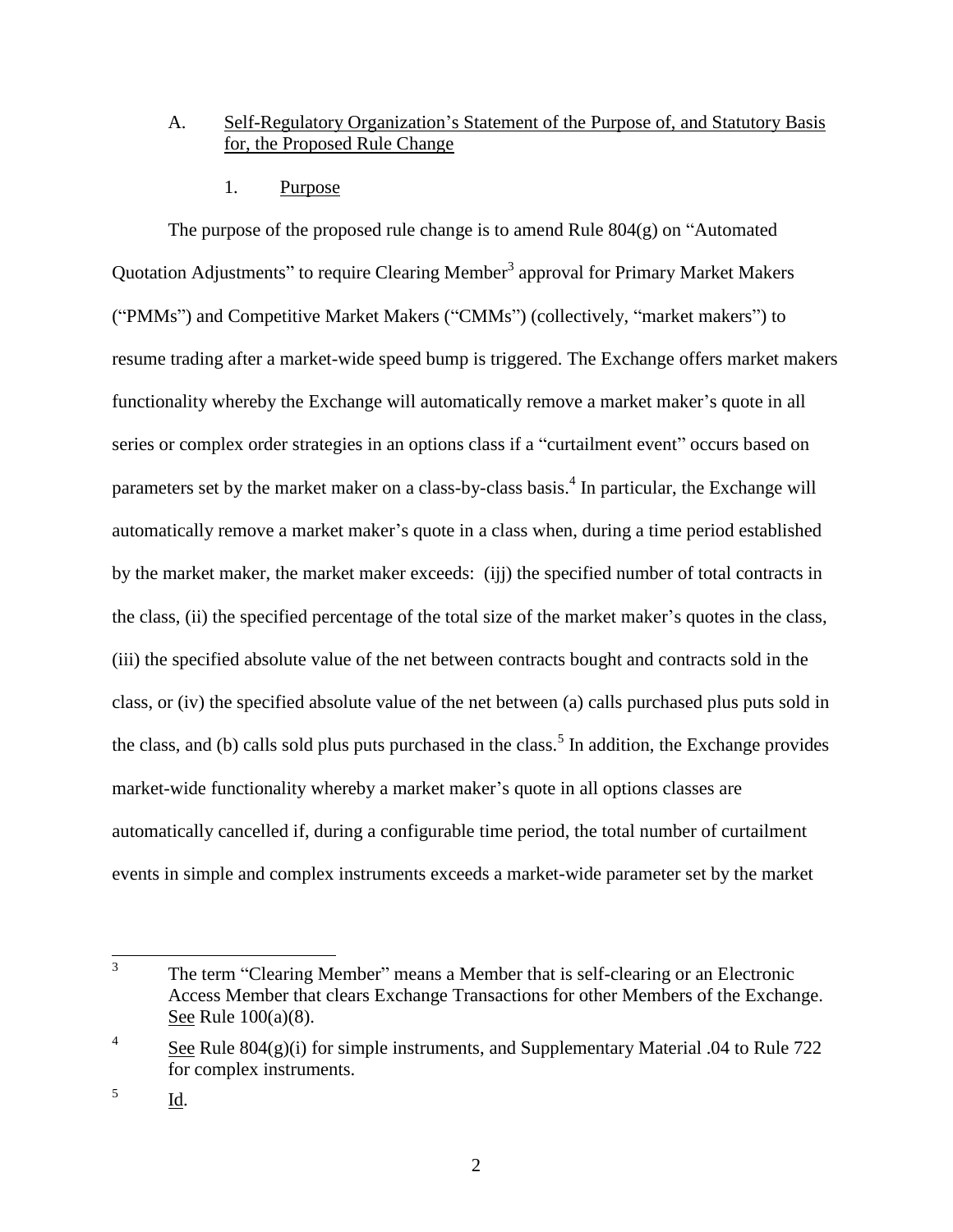A. Self-Regulatory Organization's Statement of the Purpose of, and Statutory Basis for, the Proposed Rule Change

1. Purpose

The purpose of the proposed rule change is to amend Rule 804(g) on "Automated Quotation Adjustments" to require Clearing Member[3] approval for Primary Market Makers ("PMMs") and Competitive Market Makers ("CMMs") (collectively, "market makers") to resume trading after a market-wide speed bump is triggered. The Exchange offers market makers functionality whereby the Exchange will automatically remove a market maker's quote in all series or complex order strategies in an options class if a "curtailment event" occurs based on parameters set by the market maker on a class-by-class basis.[4] In particular, the Exchange will automatically remove a market maker's quote in a class when, during a time period established by the market maker, the market maker exceeds: (ijj) the specified number of total contracts in the class, (ii) the specified percentage of the total size of the market maker's quotes in the class, (iii) the specified absolute value of the net between contracts bought and contracts sold in the class, or (iv) the specified absolute value of the net between (a) calls purchased plus puts sold in the class, and (b) calls sold plus puts purchased in the class.[5] In addition, the Exchange provides market-wide functionality whereby a market maker's quote in all options classes are automatically cancelled if, during a configurable time period, the total number of curtailment events in simple and complex instruments exceeds a market-wide parameter set by the market

---

[3] The term "Clearing Member" means a Member that is self-clearing or an Electronic Access Member that clears Exchange Transactions for other Members of the Exchange. See Rule 100(a)(8).

[4] See Rule 804(g)(i) for simple instruments, and Supplementary Material .04 to Rule 722 for complex instruments.

[5] Id.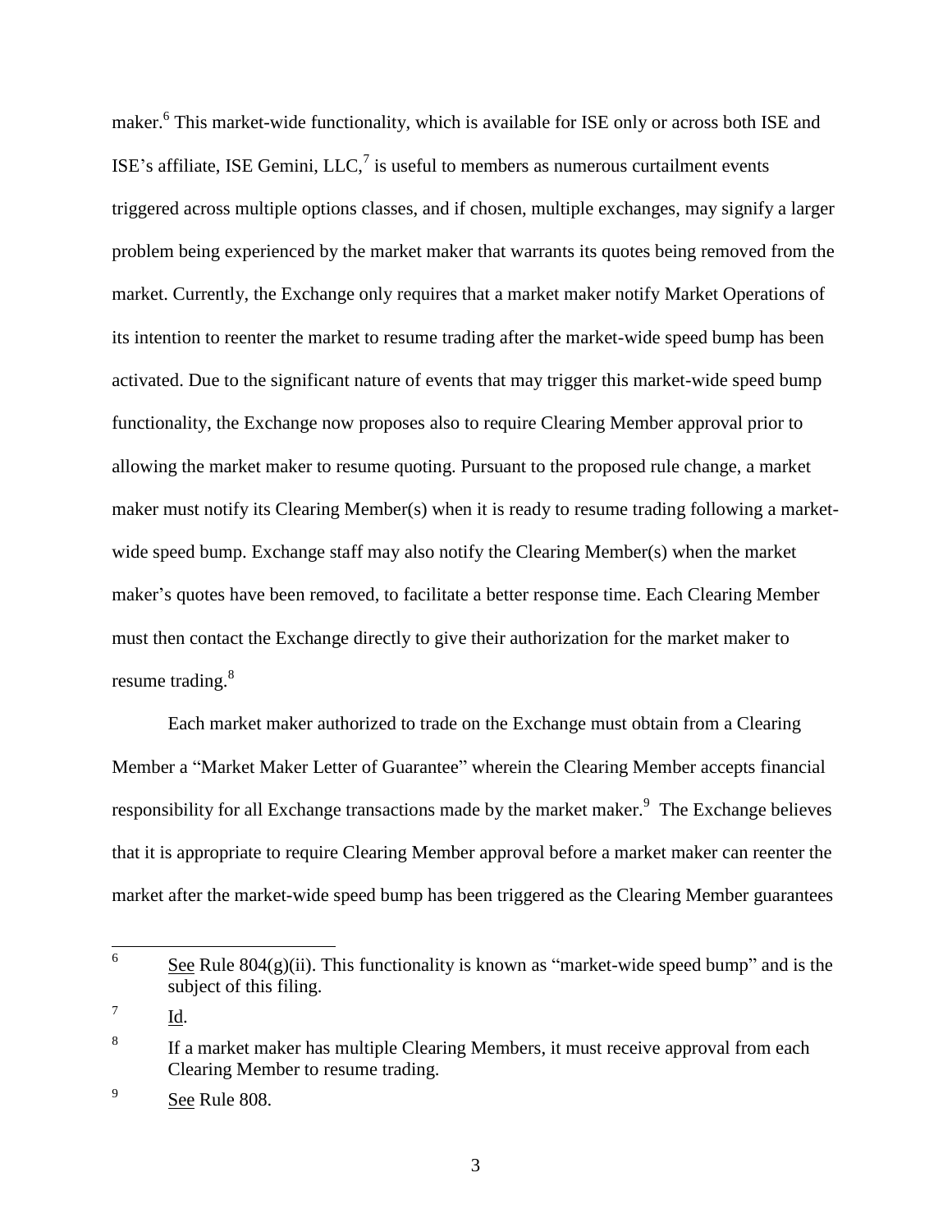maker.[6] This market-wide functionality, which is available for ISE only or across both ISE and ISE's affiliate, ISE Gemini, LLC,[7] is useful to members as numerous curtailment events triggered across multiple options classes, and if chosen, multiple exchanges, may signify a larger problem being experienced by the market maker that warrants its quotes being removed from the market. Currently, the Exchange only requires that a market maker notify Market Operations of its intention to reenter the market to resume trading after the market-wide speed bump has been activated. Due to the significant nature of events that may trigger this market-wide speed bump functionality, the Exchange now proposes also to require Clearing Member approval prior to allowing the market maker to resume quoting. Pursuant to the proposed rule change, a market maker must notify its Clearing Member(s) when it is ready to resume trading following a market-wide speed bump. Exchange staff may also notify the Clearing Member(s) when the market maker's quotes have been removed, to facilitate a better response time. Each Clearing Member must then contact the Exchange directly to give their authorization for the market maker to resume trading.[8]

Each market maker authorized to trade on the Exchange must obtain from a Clearing Member a "Market Maker Letter of Guarantee" wherein the Clearing Member accepts financial responsibility for all Exchange transactions made by the market maker.[9] The Exchange believes that it is appropriate to require Clearing Member approval before a market maker can reenter the market after the market-wide speed bump has been triggered as the Clearing Member guarantees

---

[6] See Rule 804(g)(ii). This functionality is known as "market-wide speed bump" and is the subject of this filing.

[7] Id.

[8] If a market maker has multiple Clearing Members, it must receive approval from each Clearing Member to resume trading.

[9] See Rule 808.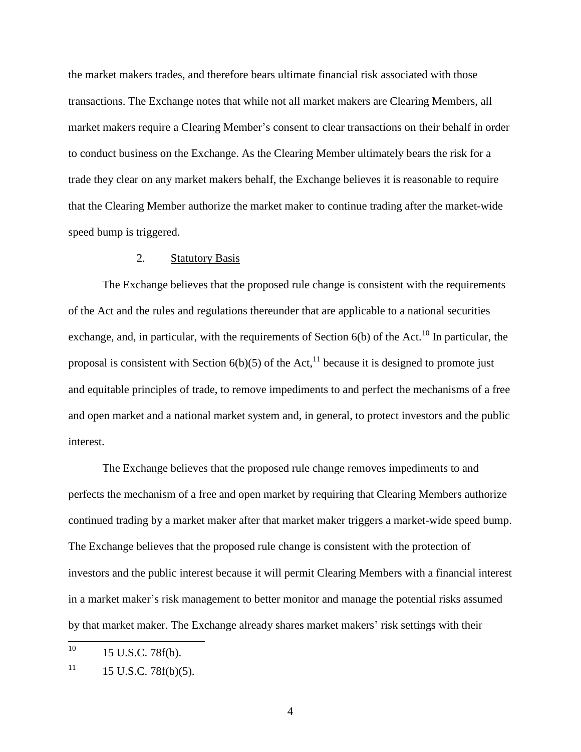the market makers trades, and therefore bears ultimate financial risk associated with those transactions. The Exchange notes that while not all market makers are Clearing Members, all market makers require a Clearing Member's consent to clear transactions on their behalf in order to conduct business on the Exchange. As the Clearing Member ultimately bears the risk for a trade they clear on any market makers behalf, the Exchange believes it is reasonable to require that the Clearing Member authorize the market maker to continue trading after the market-wide speed bump is triggered.

2. Statutory Basis

The Exchange believes that the proposed rule change is consistent with the requirements of the Act and the rules and regulations thereunder that are applicable to a national securities exchange, and, in particular, with the requirements of Section 6(b) of the Act.[10] In particular, the proposal is consistent with Section 6(b)(5) of the Act,[11] because it is designed to promote just and equitable principles of trade, to remove impediments to and perfect the mechanisms of a free and open market and a national market system and, in general, to protect investors and the public interest.

The Exchange believes that the proposed rule change removes impediments to and perfects the mechanism of a free and open market by requiring that Clearing Members authorize continued trading by a market maker after that market maker triggers a market-wide speed bump. The Exchange believes that the proposed rule change is consistent with the protection of investors and the public interest because it will permit Clearing Members with a financial interest in a market maker's risk management to better monitor and manage the potential risks assumed by that market maker. The Exchange already shares market makers' risk settings with their

---

[10] 15 U.S.C. 78f(b).

[11] 15 U.S.C. 78f(b)(5).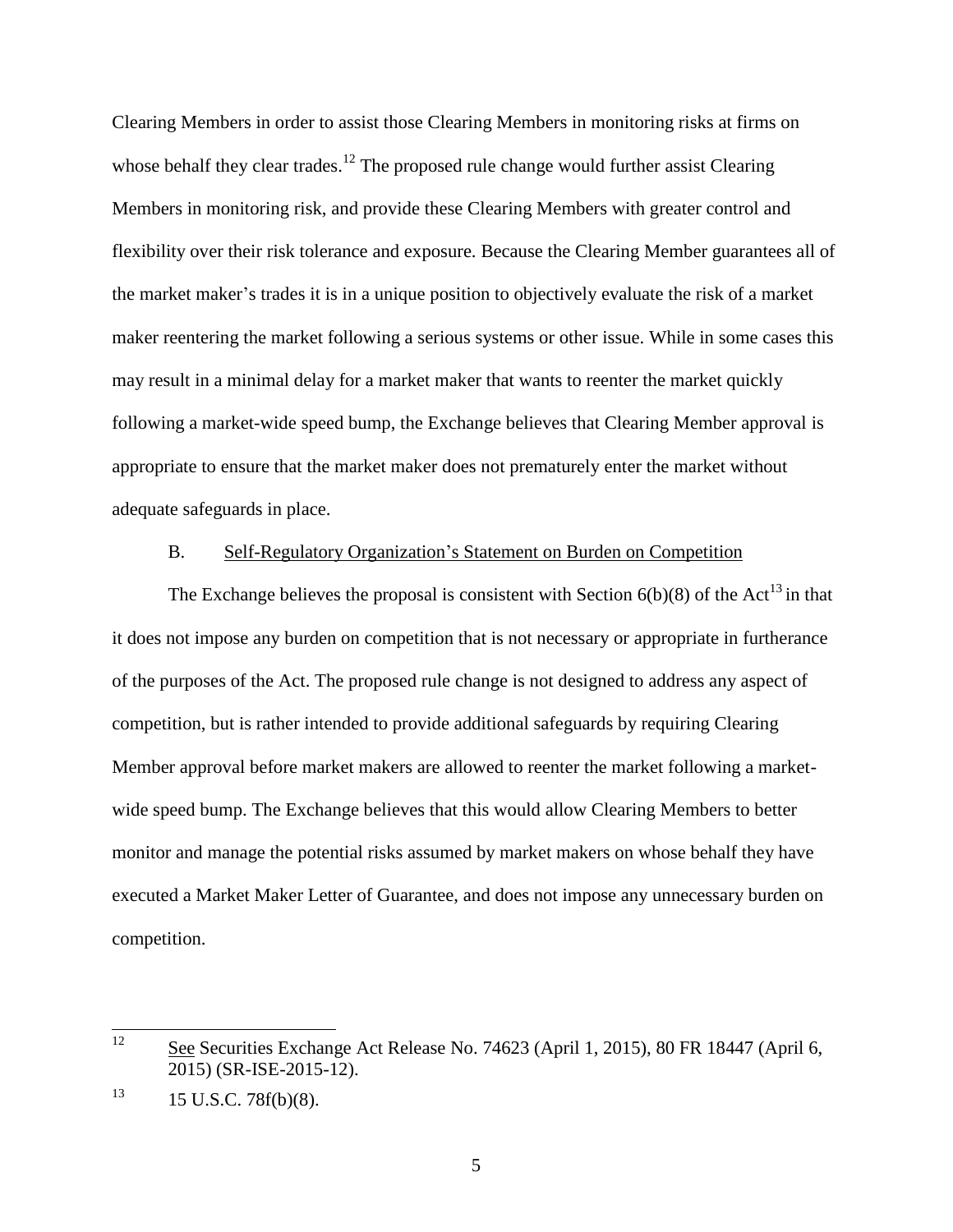Clearing Members in order to assist those Clearing Members in monitoring risks at firms on whose behalf they clear trades.[12] The proposed rule change would further assist Clearing Members in monitoring risk, and provide these Clearing Members with greater control and flexibility over their risk tolerance and exposure. Because the Clearing Member guarantees all of the market maker's trades it is in a unique position to objectively evaluate the risk of a market maker reentering the market following a serious systems or other issue. While in some cases this may result in a minimal delay for a market maker that wants to reenter the market quickly following a market-wide speed bump, the Exchange believes that Clearing Member approval is appropriate to ensure that the market maker does not prematurely enter the market without adequate safeguards in place.

### B. Self-Regulatory Organization's Statement on Burden on Competition

The Exchange believes the proposal is consistent with Section 6(b)(8) of the Act[13] in that it does not impose any burden on competition that is not necessary or appropriate in furtherance of the purposes of the Act. The proposed rule change is not designed to address any aspect of competition, but is rather intended to provide additional safeguards by requiring Clearing Member approval before market makers are allowed to reenter the market following a market-wide speed bump. The Exchange believes that this would allow Clearing Members to better monitor and manage the potential risks assumed by market makers on whose behalf they have executed a Market Maker Letter of Guarantee, and does not impose any unnecessary burden on competition.

---

[12] See Securities Exchange Act Release No. 74623 (April 1, 2015), 80 FR 18447 (April 6, 2015) (SR-ISE-2015-12).

[13] 15 U.S.C. 78f(b)(8).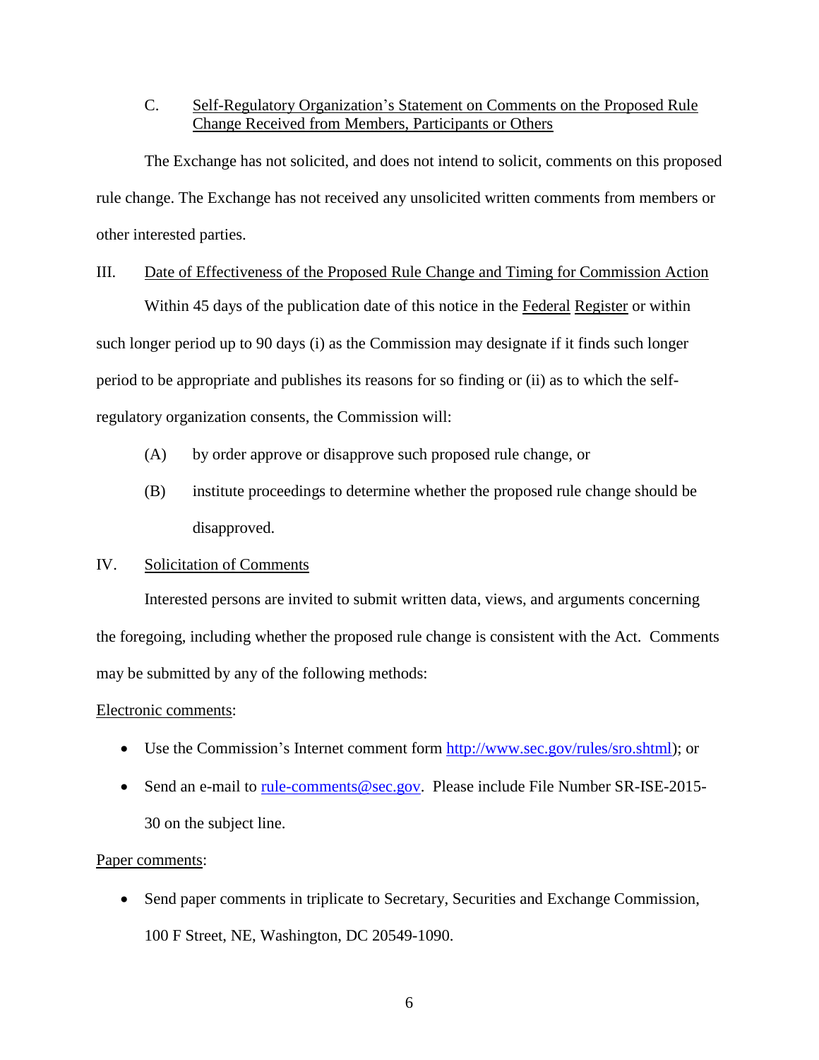### C. Self-Regulatory Organization's Statement on Comments on the Proposed Rule Change Received from Members, Participants or Others

The Exchange has not solicited, and does not intend to solicit, comments on this proposed rule change. The Exchange has not received any unsolicited written comments from members or other interested parties.

## III. Date of Effectiveness of the Proposed Rule Change and Timing for Commission Action

Within 45 days of the publication date of this notice in the Federal Register or within such longer period up to 90 days (i) as the Commission may designate if it finds such longer period to be appropriate and publishes its reasons for so finding or (ii) as to which the self-regulatory organization consents, the Commission will:

(A) by order approve or disapprove such proposed rule change, or

(B) institute proceedings to determine whether the proposed rule change should be disapproved.

## IV. Solicitation of Comments

Interested persons are invited to submit written data, views, and arguments concerning the foregoing, including whether the proposed rule change is consistent with the Act. Comments may be submitted by any of the following methods:

Electronic comments:

- Use the Commission's Internet comment form http://www.sec.gov/rules/sro.shtml); or
- Send an e-mail to rule-comments@sec.gov. Please include File Number SR-ISE-2015-30 on the subject line.

Paper comments:

- Send paper comments in triplicate to Secretary, Securities and Exchange Commission, 100 F Street, NE, Washington, DC 20549-1090.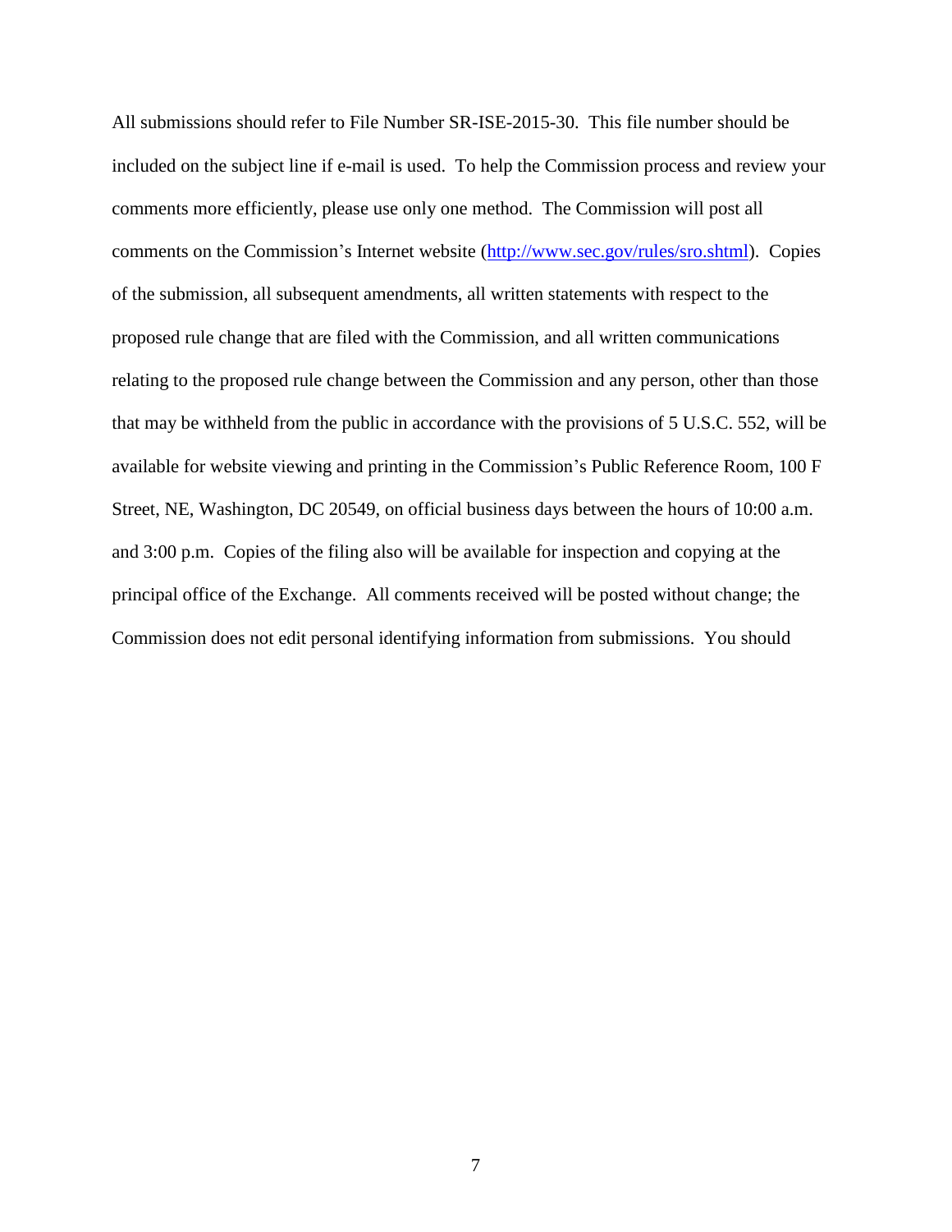All submissions should refer to File Number SR-ISE-2015-30. This file number should be included on the subject line if e-mail is used. To help the Commission process and review your comments more efficiently, please use only one method. The Commission will post all comments on the Commission's Internet website (http://www.sec.gov/rules/sro.shtml). Copies of the submission, all subsequent amendments, all written statements with respect to the proposed rule change that are filed with the Commission, and all written communications relating to the proposed rule change between the Commission and any person, other than those that may be withheld from the public in accordance with the provisions of 5 U.S.C. 552, will be available for website viewing and printing in the Commission's Public Reference Room, 100 F Street, NE, Washington, DC 20549, on official business days between the hours of 10:00 a.m. and 3:00 p.m. Copies of the filing also will be available for inspection and copying at the principal office of the Exchange. All comments received will be posted without change; the Commission does not edit personal identifying information from submissions. You should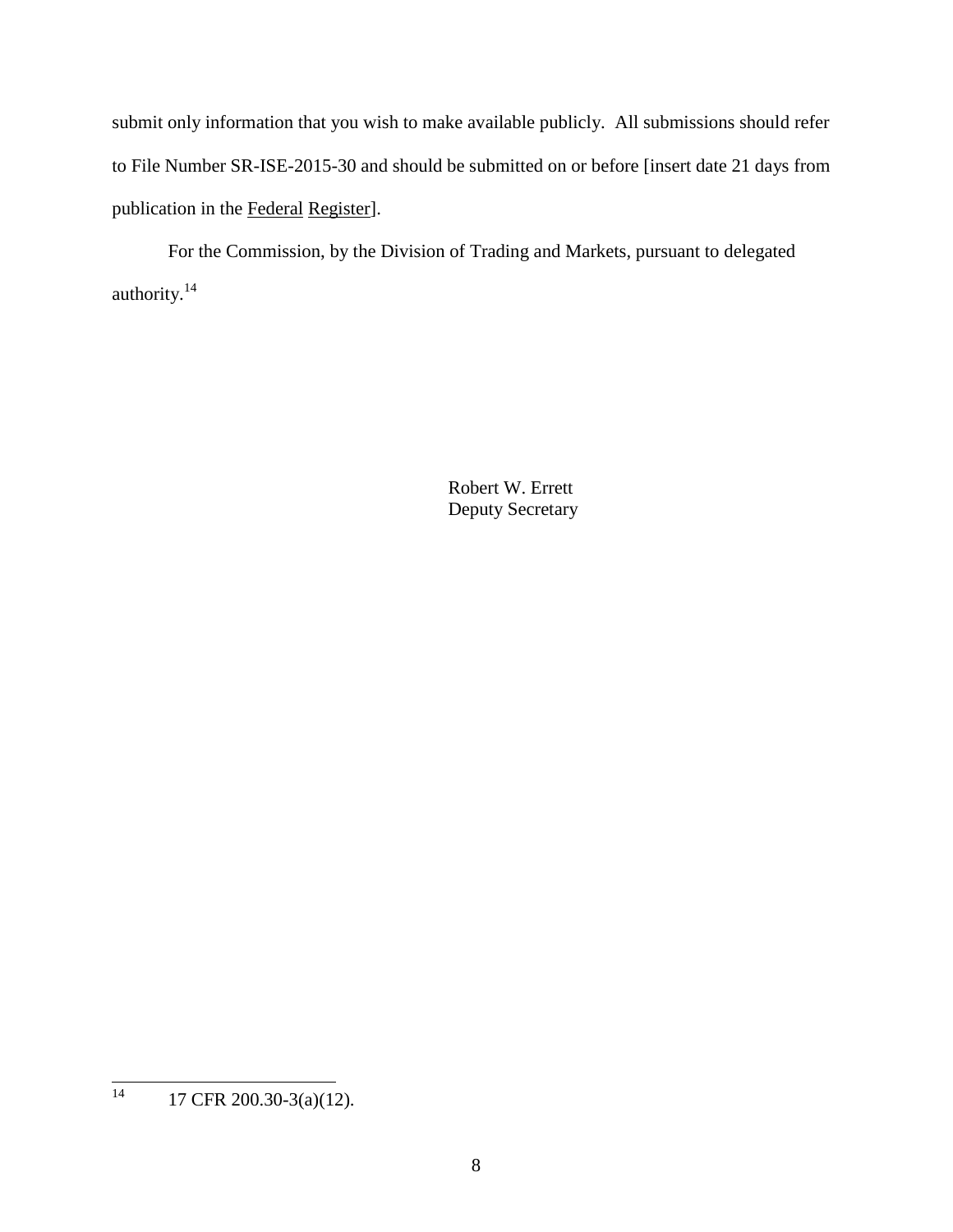submit only information that you wish to make available publicly. All submissions should refer to File Number SR-ISE-2015-30 and should be submitted on or before [insert date 21 days from publication in the Federal Register].

For the Commission, by the Division of Trading and Markets, pursuant to delegated authority.[14]

Robert W. Errett
Deputy Secretary

---

[14] 17 CFR 200.30-3(a)(12).